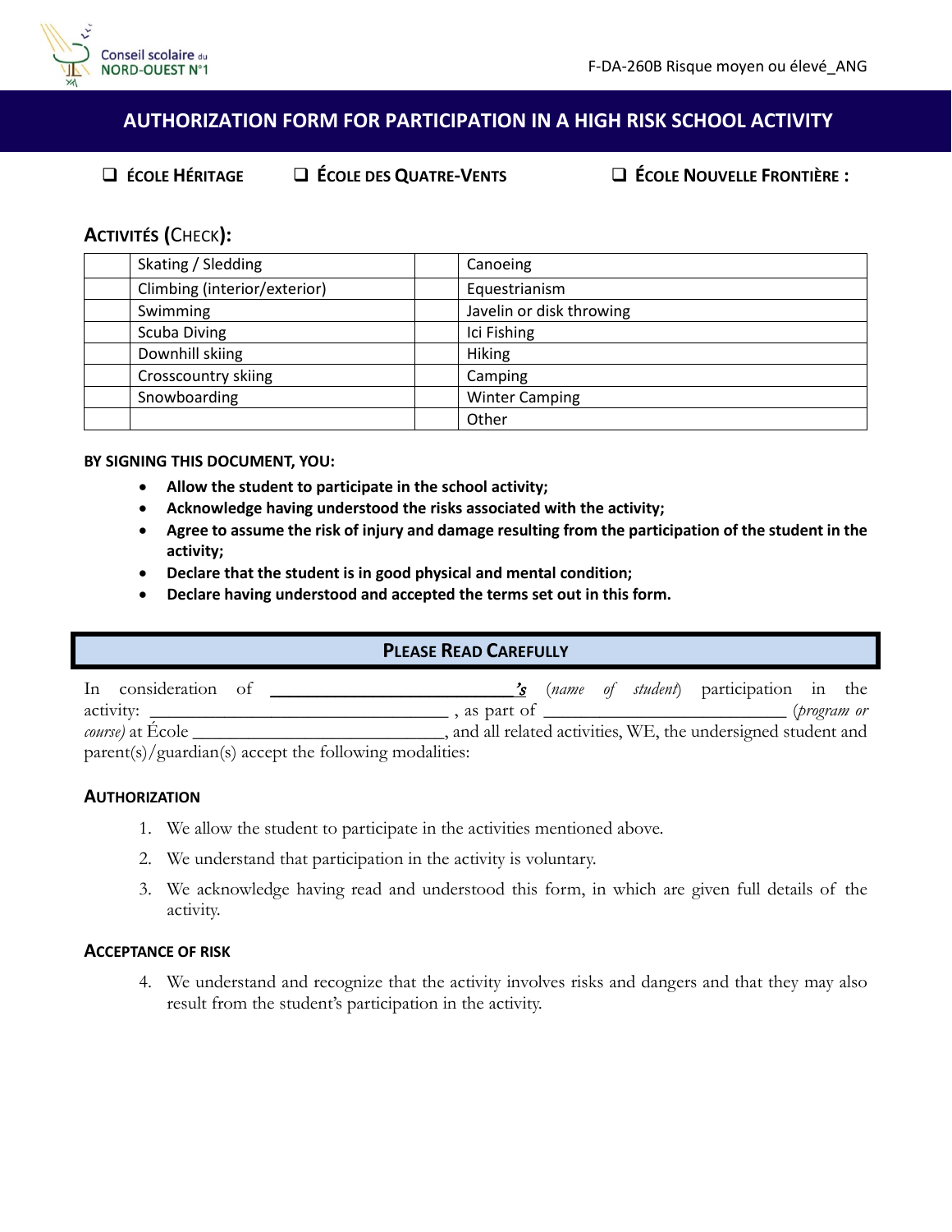Conseil scolaire du NORD-OUEST N°1

F-DA-260B Risque moyen ou élevé_ANG

# AUTHORIZATION FORM FOR PARTICIPATION IN A HIGH RISK SCHOOL ACTIVITY

❑ **ÉCOLE HÉRITAGE** ❑ **ÉCOLE DES QUATRE-VENTS** ❑ **ÉCOLE NOUVELLE FRONTIÈRE :**

## ACTIVITÉS (CHECK):

| | Skating / Sledding | | Canoeing |
|---|---|---|---|
| | Climbing (interior/exterior) | | Equestrianism |
| | Swimming | | Javelin or disk throwing |
| | Scuba Diving | | Ici Fishing |
| | Downhill skiing | | Hiking |
| | Crosscountry skiing | | Camping |
| | Snowboarding | | Winter Camping |
| | | | Other |

**BY SIGNING THIS DOCUMENT, YOU:**

- **Allow the student to participate in the school activity;**
- **Acknowledge having understood the risks associated with the activity;**
- **Agree to assume the risk of injury and damage resulting from the participation of the student in the activity;**
- **Declare that the student is in good physical and mental condition;**
- **Declare having understood and accepted the terms set out in this form.**

## PLEASE READ CAREFULLY

In consideration of ___________________________'s (*name of student*) participation in the activity: _________________________________ , as part of ___________________________ (*program or course)* at École ___________________________, and all related activities, WE, the undersigned student and parent(s)/guardian(s) accept the following modalities:

### AUTHORIZATION

1. We allow the student to participate in the activities mentioned above.
2. We understand that participation in the activity is voluntary.
3. We acknowledge having read and understood this form, in which are given full details of the activity.

### ACCEPTANCE OF RISK

4. We understand and recognize that the activity involves risks and dangers and that they may also result from the student's participation in the activity.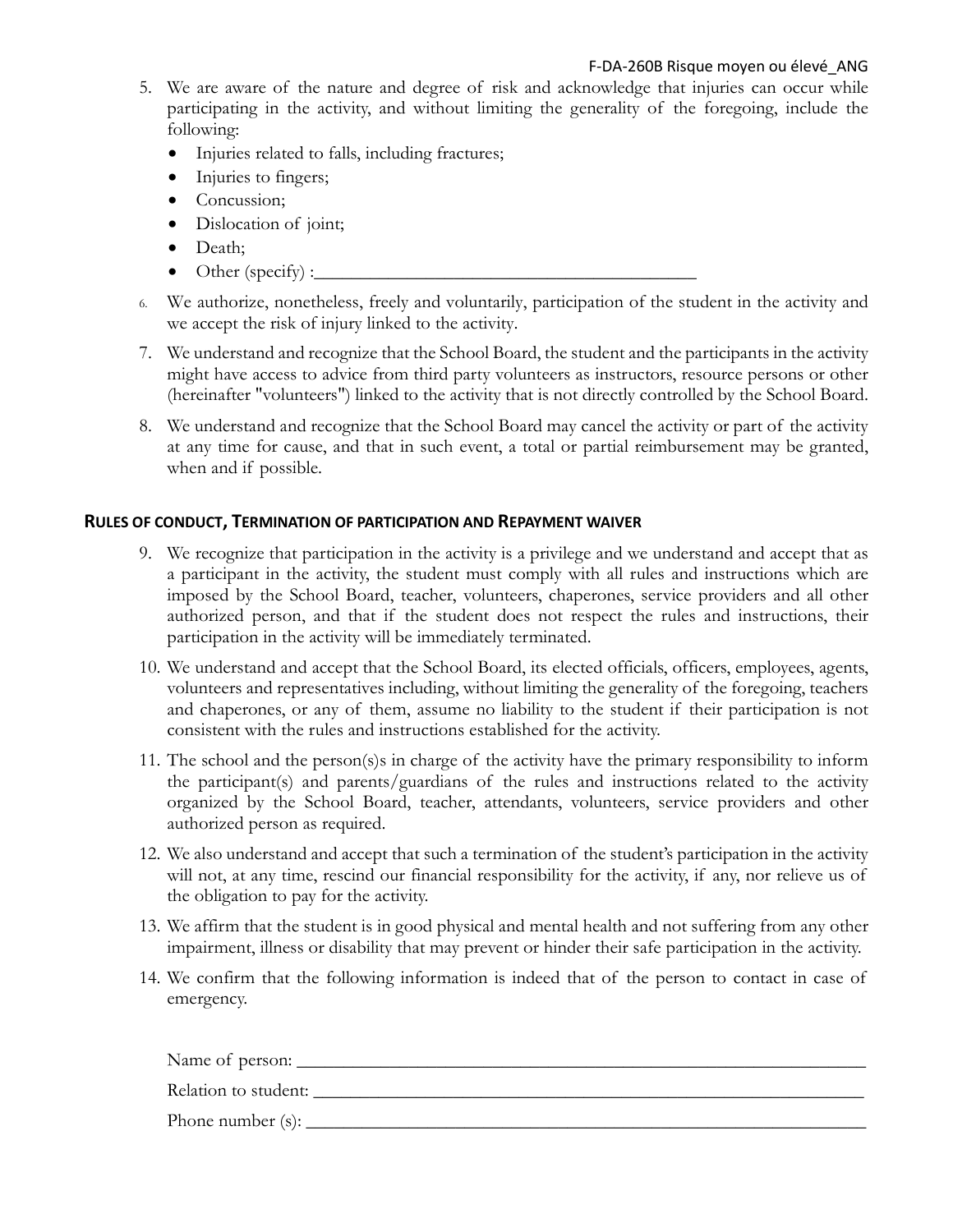5. We are aware of the nature and degree of risk and acknowledge that injuries can occur while participating in the activity, and without limiting the generality of the foregoing, include the following:
   - Injuries related to falls, including fractures;
   - Injuries to fingers;
   - Concussion;
   - Dislocation of joint;
   - Death;
   - Other (specify) :_______________________________________
6. We authorize, nonetheless, freely and voluntarily, participation of the student in the activity and we accept the risk of injury linked to the activity.
7. We understand and recognize that the School Board, the student and the participants in the activity might have access to advice from third party volunteers as instructors, resource persons or other (hereinafter "volunteers") linked to the activity that is not directly controlled by the School Board.
8. We understand and recognize that the School Board may cancel the activity or part of the activity at any time for cause, and that in such event, a total or partial reimbursement may be granted, when and if possible.

## Rules of conduct, Termination of participation and Repayment waiver

9. We recognize that participation in the activity is a privilege and we understand and accept that as a participant in the activity, the student must comply with all rules and instructions which are imposed by the School Board, teacher, volunteers, chaperones, service providers and all other authorized person, and that if the student does not respect the rules and instructions, their participation in the activity will be immediately terminated.
10. We understand and accept that the School Board, its elected officials, officers, employees, agents, volunteers and representatives including, without limiting the generality of the foregoing, teachers and chaperones, or any of them, assume no liability to the student if their participation is not consistent with the rules and instructions established for the activity.
11. The school and the person(s)s in charge of the activity have the primary responsibility to inform the participant(s) and parents/guardians of the rules and instructions related to the activity organized by the School Board, teacher, attendants, volunteers, service providers and other authorized person as required.
12. We also understand and accept that such a termination of the student's participation in the activity will not, at any time, rescind our financial responsibility for the activity, if any, nor relieve us of the obligation to pay for the activity.
13. We affirm that the student is in good physical and mental health and not suffering from any other impairment, illness or disability that may prevent or hinder their safe participation in the activity.
14. We confirm that the following information is indeed that of the person to contact in case of emergency.

Name of person: ____________________________________________________________

Relation to student: _________________________________________________________

Phone number (s): __________________________________________________________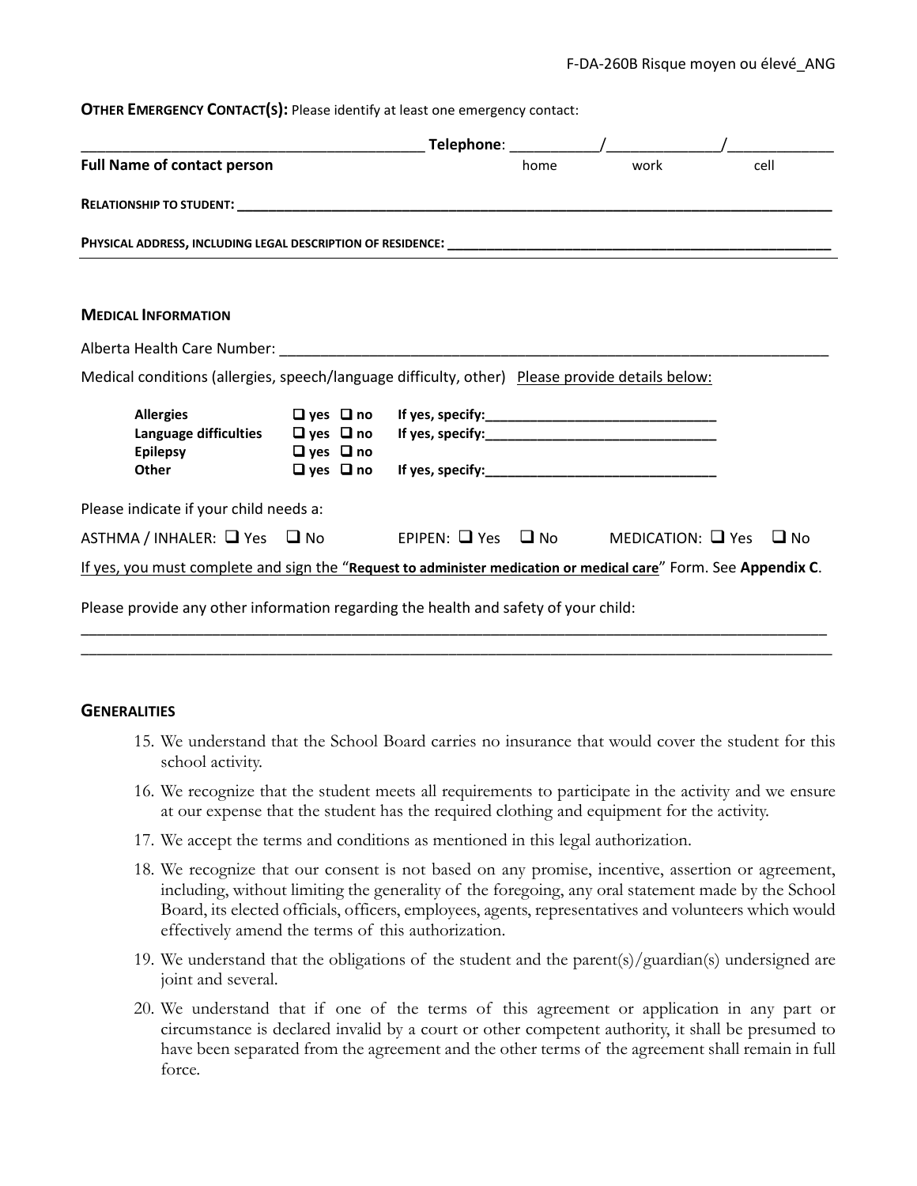**OTHER EMERGENCY CONTACT(S):** Please identify at least one emergency contact:

___________________________________________ **Telephone**: ___________/______________/_____________

**Full Name of contact person** home work cell

**RELATIONSHIP TO STUDENT:** ___________________________________________________________________________

**PHYSICAL ADDRESS, INCLUDING LEGAL DESCRIPTION OF RESIDENCE:** _______________________________________________

### MEDICAL INFORMATION

Alberta Health Care Number: ______________________________________________________________________

Medical conditions (allergies, speech/language difficulty, other) Please provide details below:

| | | |
|---|---|---|
| **Allergies** | ❑ **yes** ❑ **no** | **If yes, specify:**______________________________ |
| **Language difficulties** | ❑ **yes** ❑ **no** | **If yes, specify:**______________________________ |
| **Epilepsy** | ❑ **yes** ❑ **no** | |
| **Other** | ❑ **yes** ❑ **no** | **If yes, specify:**______________________________ |

Please indicate if your child needs a:

ASTHMA / INHALER: ❑ Yes ❑ No EPIPEN: ❑ Yes ❑ No MEDICATION: ❑ Yes ❑ No

If yes, you must complete and sign the "**Request to administer medication or medical care**" Form. See **Appendix C**.

Please provide any other information regarding the health and safety of your child:

_____________________________________________________________________________________________

_____________________________________________________________________________________________

### GENERALITIES

15. We understand that the School Board carries no insurance that would cover the student for this school activity.
16. We recognize that the student meets all requirements to participate in the activity and we ensure at our expense that the student has the required clothing and equipment for the activity.
17. We accept the terms and conditions as mentioned in this legal authorization.
18. We recognize that our consent is not based on any promise, incentive, assertion or agreement, including, without limiting the generality of the foregoing, any oral statement made by the School Board, its elected officials, officers, employees, agents, representatives and volunteers which would effectively amend the terms of this authorization.
19. We understand that the obligations of the student and the parent(s)/guardian(s) undersigned are joint and several.
20. We understand that if one of the terms of this agreement or application in any part or circumstance is declared invalid by a court or other competent authority, it shall be presumed to have been separated from the agreement and the other terms of the agreement shall remain in full force.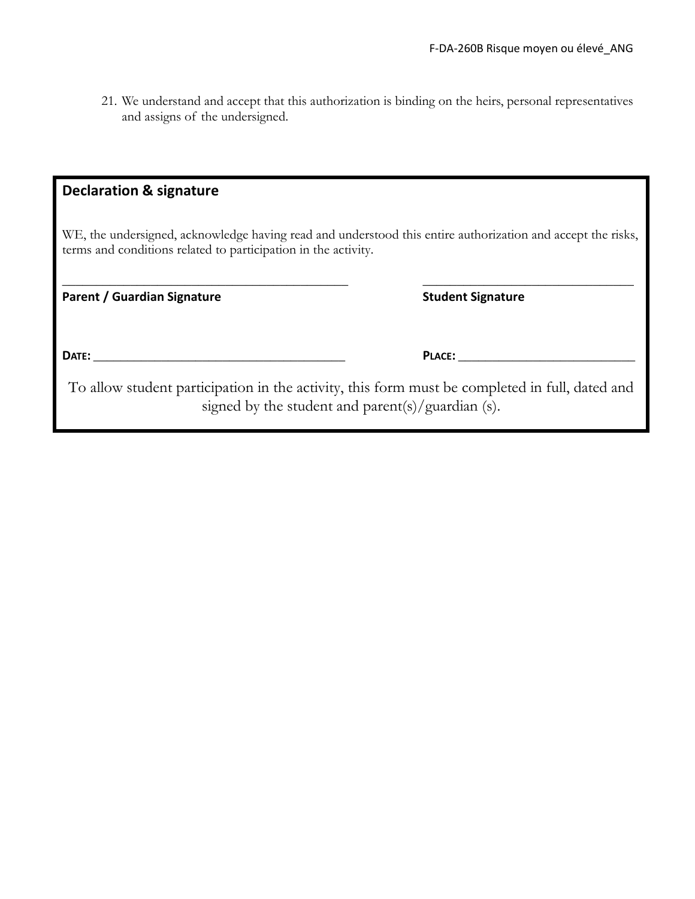21. We understand and accept that this authorization is binding on the heirs, personal representatives and assigns of the undersigned.

## Declaration & signature

WE, the undersigned, acknowledge having read and understood this entire authorization and accept the risks, terms and conditions related to participation in the activity.

_____________________________________________ &nbsp;&nbsp;&nbsp;&nbsp; _________________________________

**Parent / Guardian Signature** &nbsp;&nbsp;&nbsp;&nbsp; **Student Signature**

**DATE:** ______________________________________ &nbsp;&nbsp;&nbsp;&nbsp; **PLACE:** ___________________________

To allow student participation in the activity, this form must be completed in full, dated and signed by the student and parent(s)/guardian (s).